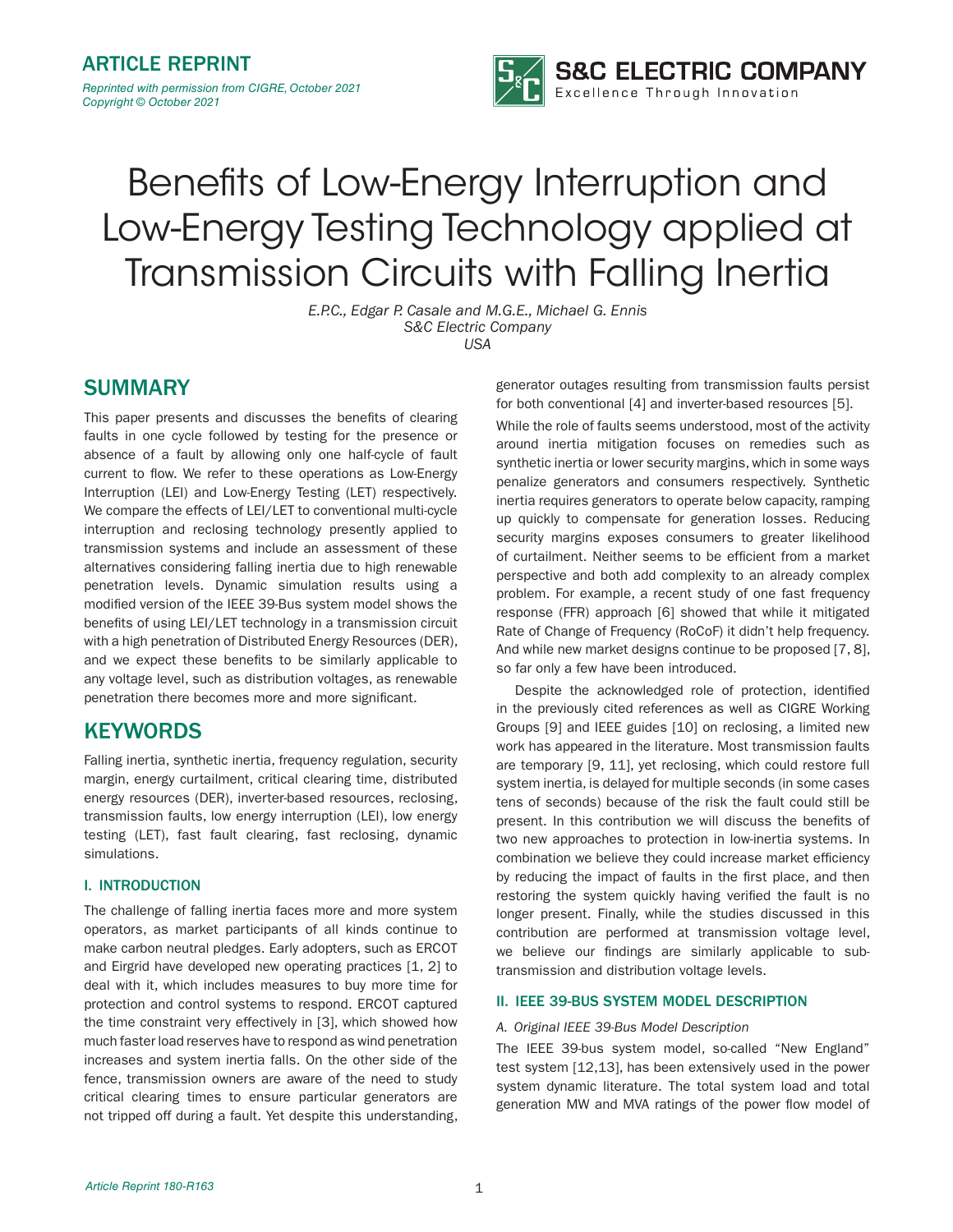ARTICLE REPRINT

*Reprinted with permission from CIGRE, October 2021*
*Copyright © October 2021*

S&C ELECTRIC COMPANY
Excellence Through Innovation

# Benefits of Low-Energy Interruption and Low-Energy Testing Technology applied at Transmission Circuits with Falling Inertia

*E.P.C., Edgar P. Casale and M.G.E., Michael G. Ennis*
*S&C Electric Company*
*USA*

## SUMMARY

This paper presents and discusses the benefits of clearing faults in one cycle followed by testing for the presence or absence of a fault by allowing only one half-cycle of fault current to flow. We refer to these operations as Low-Energy Interruption (LEI) and Low-Energy Testing (LET) respectively. We compare the effects of LEI/LET to conventional multi-cycle interruption and reclosing technology presently applied to transmission systems and include an assessment of these alternatives considering falling inertia due to high renewable penetration levels. Dynamic simulation results using a modified version of the IEEE 39-Bus system model shows the benefits of using LEI/LET technology in a transmission circuit with a high penetration of Distributed Energy Resources (DER), and we expect these benefits to be similarly applicable to any voltage level, such as distribution voltages, as renewable penetration there becomes more and more significant.

## KEYWORDS

Falling inertia, synthetic inertia, frequency regulation, security margin, energy curtailment, critical clearing time, distributed energy resources (DER), inverter-based resources, reclosing, transmission faults, low energy interruption (LEI), low energy testing (LET), fast fault clearing, fast reclosing, dynamic simulations.

### I. INTRODUCTION

The challenge of falling inertia faces more and more system operators, as market participants of all kinds continue to make carbon neutral pledges. Early adopters, such as ERCOT and Eirgrid have developed new operating practices [1, 2] to deal with it, which includes measures to buy more time for protection and control systems to respond. ERCOT captured the time constraint very effectively in [3], which showed how much faster load reserves have to respond as wind penetration increases and system inertia falls. On the other side of the fence, transmission owners are aware of the need to study critical clearing times to ensure particular generators are not tripped off during a fault. Yet despite this understanding, generator outages resulting from transmission faults persist for both conventional [4] and inverter-based resources [5].

While the role of faults seems understood, most of the activity around inertia mitigation focuses on remedies such as synthetic inertia or lower security margins, which in some ways penalize generators and consumers respectively. Synthetic inertia requires generators to operate below capacity, ramping up quickly to compensate for generation losses. Reducing security margins exposes consumers to greater likelihood of curtailment. Neither seems to be efficient from a market perspective and both add complexity to an already complex problem. For example, a recent study of one fast frequency response (FFR) approach [6] showed that while it mitigated Rate of Change of Frequency (RoCoF) it didn't help frequency. And while new market designs continue to be proposed [7, 8], so far only a few have been introduced.

Despite the acknowledged role of protection, identified in the previously cited references as well as CIGRE Working Groups [9] and IEEE guides [10] on reclosing, a limited new work has appeared in the literature. Most transmission faults are temporary [9, 11], yet reclosing, which could restore full system inertia, is delayed for multiple seconds (in some cases tens of seconds) because of the risk the fault could still be present. In this contribution we will discuss the benefits of two new approaches to protection in low-inertia systems. In combination we believe they could increase market efficiency by reducing the impact of faults in the first place, and then restoring the system quickly having verified the fault is no longer present. Finally, while the studies discussed in this contribution are performed at transmission voltage level, we believe our findings are similarly applicable to sub-transmission and distribution voltage levels.

### II. IEEE 39-BUS SYSTEM MODEL DESCRIPTION

*A. Original IEEE 39-Bus Model Description*

The IEEE 39-bus system model, so-called "New England" test system [12,13], has been extensively used in the power system dynamic literature. The total system load and total generation MW and MVA ratings of the power flow model of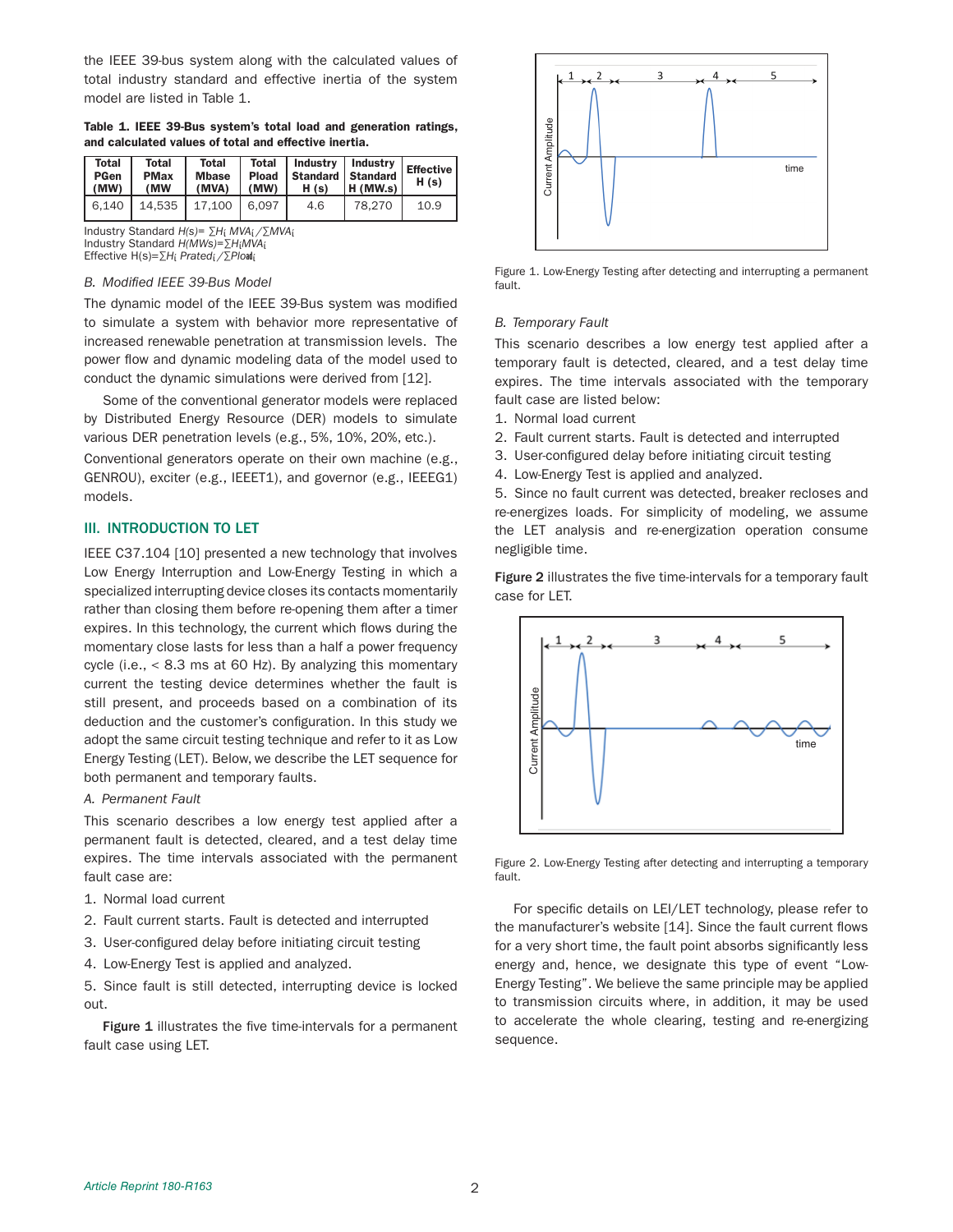the IEEE 39-bus system along with the calculated values of total industry standard and effective inertia of the system model are listed in Table 1.

**Table 1. IEEE 39-Bus system's total load and generation ratings, and calculated values of total and effective inertia.**

| Total PGen (MW) | Total PMax (MW | Total Mbase (MVA) | Total Pload (MW) | Industry Standard H (s) | Industry Standard H (MW.s) | Effective H (s) |
|---|---|---|---|---|---|---|
| 6,140 | 14,535 | 17,100 | 6,097 | 4.6 | 78,270 | 10.9 |

Industry Standard $H(s)= \sum H_i\, MVA_i / \sum MVA_i$
Industry Standard $H(MWs)=\sum H_i MVA_i$
Effective $H(s)=\sum H_i\, Prated_i / \sum Pload_i$

*B. Modified IEEE 39-Bus Model*

The dynamic model of the IEEE 39-Bus system was modified to simulate a system with behavior more representative of increased renewable penetration at transmission levels. The power flow and dynamic modeling data of the model used to conduct the dynamic simulations were derived from [12].

Some of the conventional generator models were replaced by Distributed Energy Resource (DER) models to simulate various DER penetration levels (e.g., 5%, 10%, 20%, etc.). Conventional generators operate on their own machine (e.g., GENROU), exciter (e.g., IEEET1), and governor (e.g., IEEEG1) models.

## III. INTRODUCTION TO LET

IEEE C37.104 [10] presented a new technology that involves Low Energy Interruption and Low-Energy Testing in which a specialized interrupting device closes its contacts momentarily rather than closing them before re-opening them after a timer expires. In this technology, the current which flows during the momentary close lasts for less than a half a power frequency cycle (i.e., < 8.3 ms at 60 Hz). By analyzing this momentary current the testing device determines whether the fault is still present, and proceeds based on a combination of its deduction and the customer's configuration. In this study we adopt the same circuit testing technique and refer to it as Low Energy Testing (LET). Below, we describe the LET sequence for both permanent and temporary faults.

*A. Permanent Fault*

This scenario describes a low energy test applied after a permanent fault is detected, cleared, and a test delay time expires. The time intervals associated with the permanent fault case are:

1. Normal load current
2. Fault current starts. Fault is detected and interrupted
3. User-configured delay before initiating circuit testing
4. Low-Energy Test is applied and analyzed.
5. Since fault is still detected, interrupting device is locked out.

**Figure 1** illustrates the five time-intervals for a permanent fault case using LET.

Figure 1. Low-Energy Testing after detecting and interrupting a permanent fault.

*B. Temporary Fault*

This scenario describes a low energy test applied after a temporary fault is detected, cleared, and a test delay time expires. The time intervals associated with the temporary fault case are listed below:

1. Normal load current
2. Fault current starts. Fault is detected and interrupted
3. User-configured delay before initiating circuit testing
4. Low-Energy Test is applied and analyzed.
5. Since no fault current was detected, breaker recloses and re-energizes loads. For simplicity of modeling, we assume the LET analysis and re-energization operation consume negligible time.

**Figure 2** illustrates the five time-intervals for a temporary fault case for LET.

Figure 2. Low-Energy Testing after detecting and interrupting a temporary fault.

For specific details on LEI/LET technology, please refer to the manufacturer's website [14]. Since the fault current flows for a very short time, the fault point absorbs significantly less energy and, hence, we designate this type of event "Low-Energy Testing". We believe the same principle may be applied to transmission circuits where, in addition, it may be used to accelerate the whole clearing, testing and re-energizing sequence.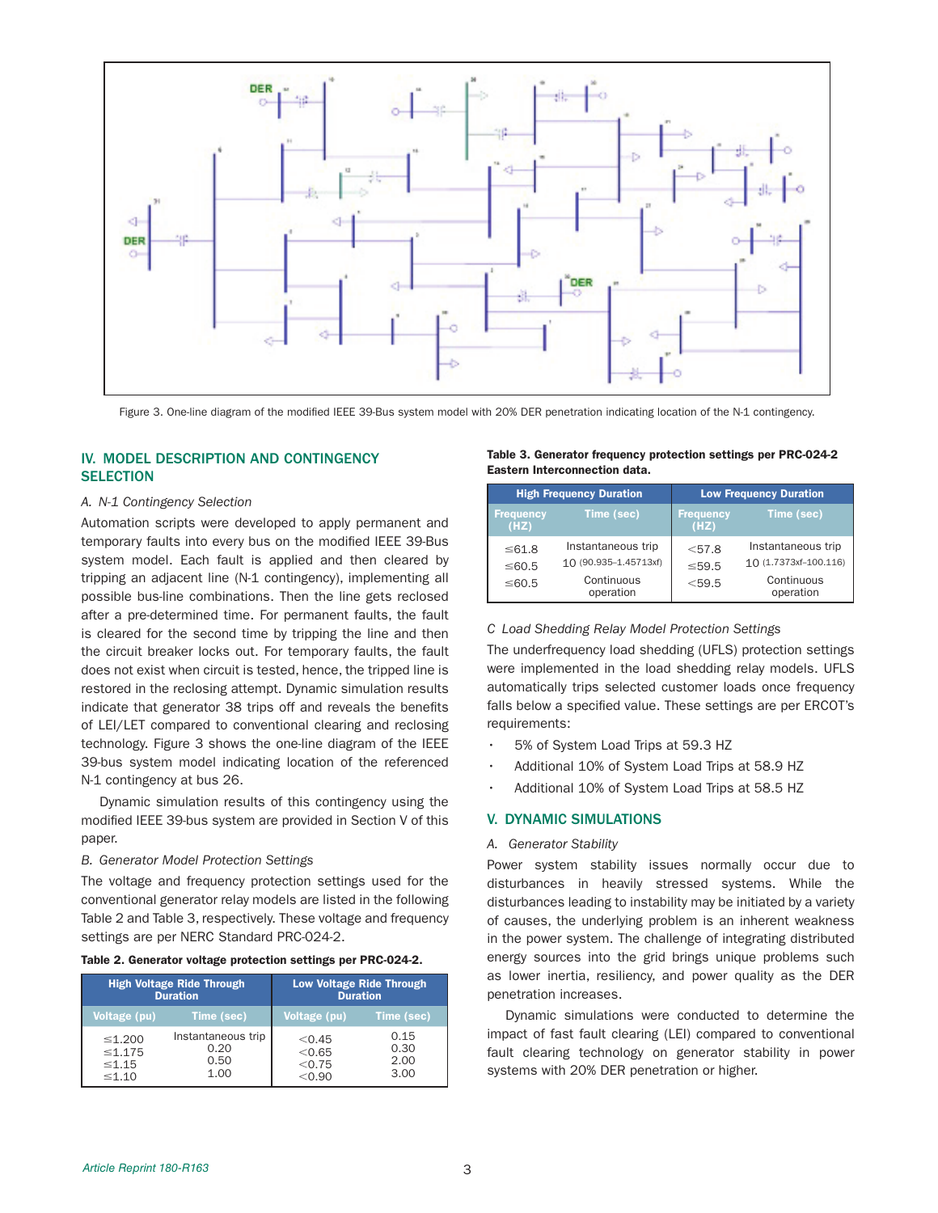Figure 3. One-line diagram of the modified IEEE 39-Bus system model with 20% DER penetration indicating location of the N-1 contingency.

## IV. MODEL DESCRIPTION AND CONTINGENCY SELECTION

### *A. N-1 Contingency Selection*

Automation scripts were developed to apply permanent and temporary faults into every bus on the modified IEEE 39-Bus system model. Each fault is applied and then cleared by tripping an adjacent line (N-1 contingency), implementing all possible bus-line combinations. Then the line gets reclosed after a pre-determined time. For permanent faults, the fault is cleared for the second time by tripping the line and then the circuit breaker locks out. For temporary faults, the fault does not exist when circuit is tested, hence, the tripped line is restored in the reclosing attempt. Dynamic simulation results indicate that generator 38 trips off and reveals the benefits of LEI/LET compared to conventional clearing and reclosing technology. Figure 3 shows the one-line diagram of the IEEE 39-bus system model indicating location of the referenced N-1 contingency at bus 26.

Dynamic simulation results of this contingency using the modified IEEE 39-bus system are provided in Section V of this paper.

### *B. Generator Model Protection Settings*

The voltage and frequency protection settings used for the conventional generator relay models are listed in the following Table 2 and Table 3, respectively. These voltage and frequency settings are per NERC Standard PRC-024-2.

**Table 2. Generator voltage protection settings per PRC-024-2.**

| High Voltage Ride Through Duration | | Low Voltage Ride Through Duration | |
|---|---|---|---|
| Voltage (pu) | Time (sec) | Voltage (pu) | Time (sec) |
| ≤1.200 | Instantaneous trip | <0.45 | 0.15 |
| ≤1.175 | 0.20 | <0.65 | 0.30 |
| ≤1.15 | 0.50 | <0.75 | 2.00 |
| ≤1.10 | 1.00 | <0.90 | 3.00 |

**Table 3. Generator frequency protection settings per PRC-024-2 Eastern Interconnection data.**

| High Frequency Duration | | Low Frequency Duration | |
|---|---|---|---|
| Frequency (HZ) | Time (sec) | Frequency (HZ) | Time (sec) |
| ≤61.8 | Instantaneous trip | <57.8 | Instantaneous trip |
| ≤60.5 | 10 (90.935–1.45713xf) | ≤59.5 | 10 (1.7373xf–100.116) |
| ≤60.5 | Continuous operation | <59.5 | Continuous operation |

### *C Load Shedding Relay Model Protection Settings*

The underfrequency load shedding (UFLS) protection settings were implemented in the load shedding relay models. UFLS automatically trips selected customer loads once frequency falls below a specified value. These settings are per ERCOT's requirements:

- 5% of System Load Trips at 59.3 HZ
- Additional 10% of System Load Trips at 58.9 HZ
- Additional 10% of System Load Trips at 58.5 HZ

## V. DYNAMIC SIMULATIONS

### *A. Generator Stability*

Power system stability issues normally occur due to disturbances in heavily stressed systems. While the disturbances leading to instability may be initiated by a variety of causes, the underlying problem is an inherent weakness in the power system. The challenge of integrating distributed energy sources into the grid brings unique problems such as lower inertia, resiliency, and power quality as the DER penetration increases.

Dynamic simulations were conducted to determine the impact of fast fault clearing (LEI) compared to conventional fault clearing technology on generator stability in power systems with 20% DER penetration or higher.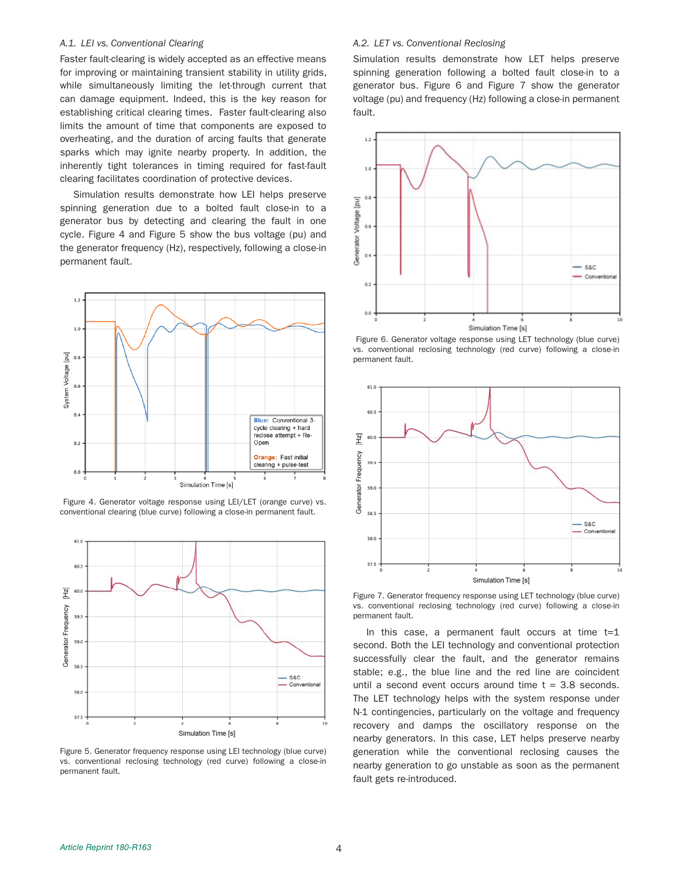### A.1. LEI vs. Conventional Clearing

Faster fault-clearing is widely accepted as an effective means for improving or maintaining transient stability in utility grids, while simultaneously limiting the let-through current that can damage equipment. Indeed, this is the key reason for establishing critical clearing times. Faster fault-clearing also limits the amount of time that components are exposed to overheating, and the duration of arcing faults that generate sparks which may ignite nearby property. In addition, the inherently tight tolerances in timing required for fast-fault clearing facilitates coordination of protective devices.

Simulation results demonstrate how LEI helps preserve spinning generation due to a bolted fault close-in to a generator bus by detecting and clearing the fault in one cycle. Figure 4 and Figure 5 show the bus voltage (pu) and the generator frequency (Hz), respectively, following a close-in permanent fault.

Figure 4. Generator voltage response using LEI/LET (orange curve) vs. conventional clearing (blue curve) following a close-in permanent fault.

Figure 5. Generator frequency response using LEI technology (blue curve) vs. conventional reclosing technology (red curve) following a close-in permanent fault.

### A.2. LET vs. Conventional Reclosing

Simulation results demonstrate how LET helps preserve spinning generation following a bolted fault close-in to a generator bus. Figure 6 and Figure 7 show the generator voltage (pu) and frequency (Hz) following a close-in permanent fault.

Figure 6. Generator voltage response using LET technology (blue curve) vs. conventional reclosing technology (red curve) following a close-in permanent fault.

Figure 7. Generator frequency response using LET technology (blue curve) vs. conventional reclosing technology (red curve) following a close-in permanent fault.

In this case, a permanent fault occurs at time t=1 second. Both the LEI technology and conventional protection successfully clear the fault, and the generator remains stable; e.g., the blue line and the red line are coincident until a second event occurs around time t = 3.8 seconds. The LET technology helps with the system response under N-1 contingencies, particularly on the voltage and frequency recovery and damps the oscillatory response on the nearby generators. In this case, LET helps preserve nearby generation while the conventional reclosing causes the nearby generation to go unstable as soon as the permanent fault gets re-introduced.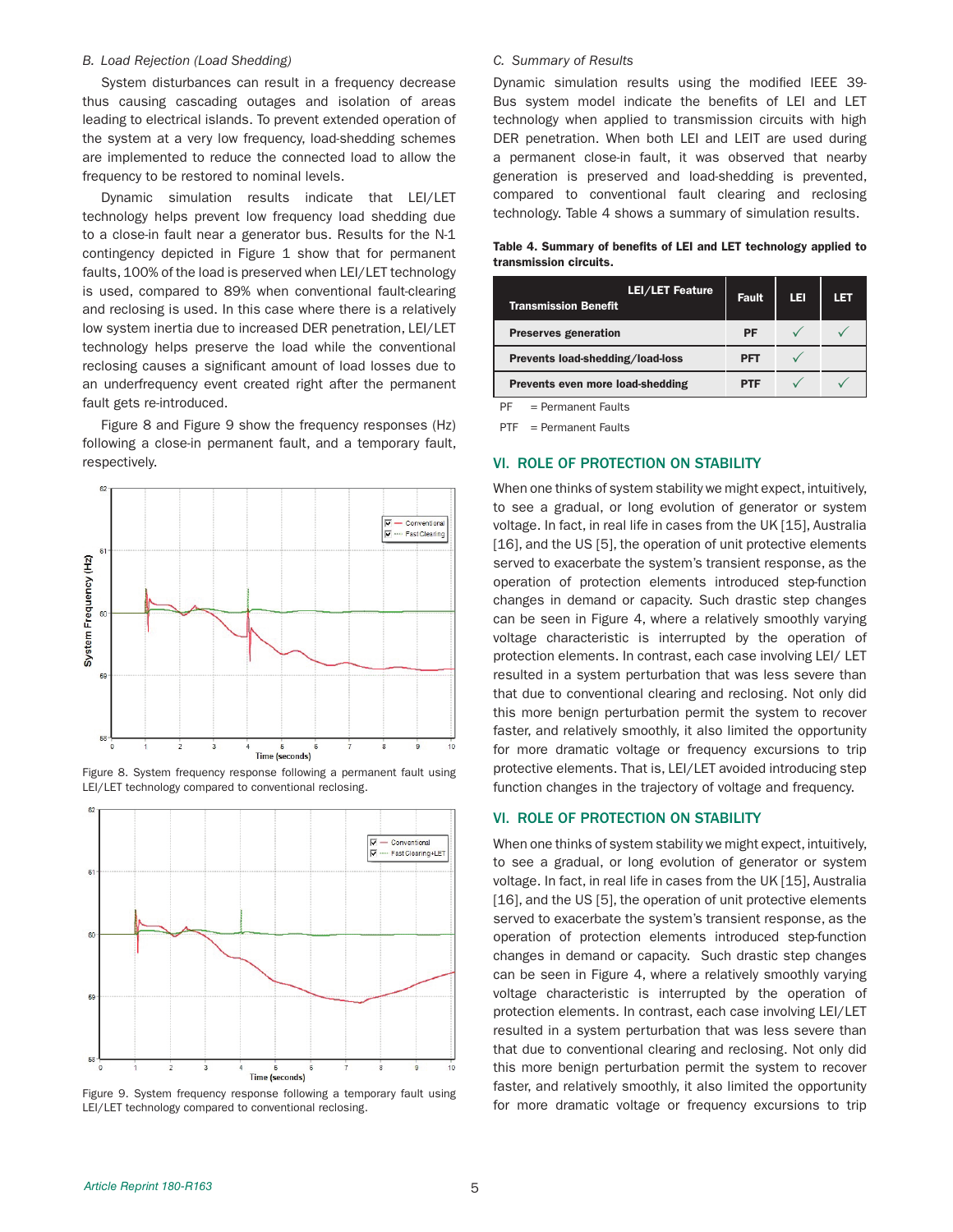### B. Load Rejection (Load Shedding)

System disturbances can result in a frequency decrease thus causing cascading outages and isolation of areas leading to electrical islands. To prevent extended operation of the system at a very low frequency, load-shedding schemes are implemented to reduce the connected load to allow the frequency to be restored to nominal levels.

Dynamic simulation results indicate that LEI/LET technology helps prevent low frequency load shedding due to a close-in fault near a generator bus. Results for the N-1 contingency depicted in Figure 1 show that for permanent faults, 100% of the load is preserved when LEI/LET technology is used, compared to 89% when conventional fault-clearing and reclosing is used. In this case where there is a relatively low system inertia due to increased DER penetration, LEI/LET technology helps preserve the load while the conventional reclosing causes a significant amount of load losses due to an underfrequency event created right after the permanent fault gets re-introduced.

Figure 8 and Figure 9 show the frequency responses (Hz) following a close-in permanent fault, and a temporary fault, respectively.

Figure 8. System frequency response following a permanent fault using LEI/LET technology compared to conventional reclosing.

Figure 9. System frequency response following a temporary fault using LEI/LET technology compared to conventional reclosing.

### C. Summary of Results

Dynamic simulation results using the modified IEEE 39-Bus system model indicate the benefits of LEI and LET technology when applied to transmission circuits with high DER penetration. When both LEI and LEIT are used during a permanent close-in fault, it was observed that nearby generation is preserved and load-shedding is prevented, compared to conventional fault clearing and reclosing technology. Table 4 shows a summary of simulation results.

**Table 4. Summary of benefits of LEI and LET technology applied to transmission circuits.**

| LEI/LET Feature / Transmission Benefit | Fault | LEI | LET |
|---|---|---|---|
| Preserves generation | PF | ✓ | ✓ |
| Prevents load-shedding/load-loss | PFT | ✓ | |
| Prevents even more load-shedding | PTF | ✓ | ✓ |

PF = Permanent Faults

PTF = Permanent Faults

## VI. ROLE OF PROTECTION ON STABILITY

When one thinks of system stability we might expect, intuitively, to see a gradual, or long evolution of generator or system voltage. In fact, in real life in cases from the UK [15], Australia [16], and the US [5], the operation of unit protective elements served to exacerbate the system's transient response, as the operation of protection elements introduced step-function changes in demand or capacity. Such drastic step changes can be seen in Figure 4, where a relatively smoothly varying voltage characteristic is interrupted by the operation of protection elements. In contrast, each case involving LEI/ LET resulted in a system perturbation that was less severe than that due to conventional clearing and reclosing. Not only did this more benign perturbation permit the system to recover faster, and relatively smoothly, it also limited the opportunity for more dramatic voltage or frequency excursions to trip protective elements. That is, LEI/LET avoided introducing step function changes in the trajectory of voltage and frequency.

## VI. ROLE OF PROTECTION ON STABILITY

When one thinks of system stability we might expect, intuitively, to see a gradual, or long evolution of generator or system voltage. In fact, in real life in cases from the UK [15], Australia [16], and the US [5], the operation of unit protective elements served to exacerbate the system's transient response, as the operation of protection elements introduced step-function changes in demand or capacity. Such drastic step changes can be seen in Figure 4, where a relatively smoothly varying voltage characteristic is interrupted by the operation of protection elements. In contrast, each case involving LEI/LET resulted in a system perturbation that was less severe than that due to conventional clearing and reclosing. Not only did this more benign perturbation permit the system to recover faster, and relatively smoothly, it also limited the opportunity for more dramatic voltage or frequency excursions to trip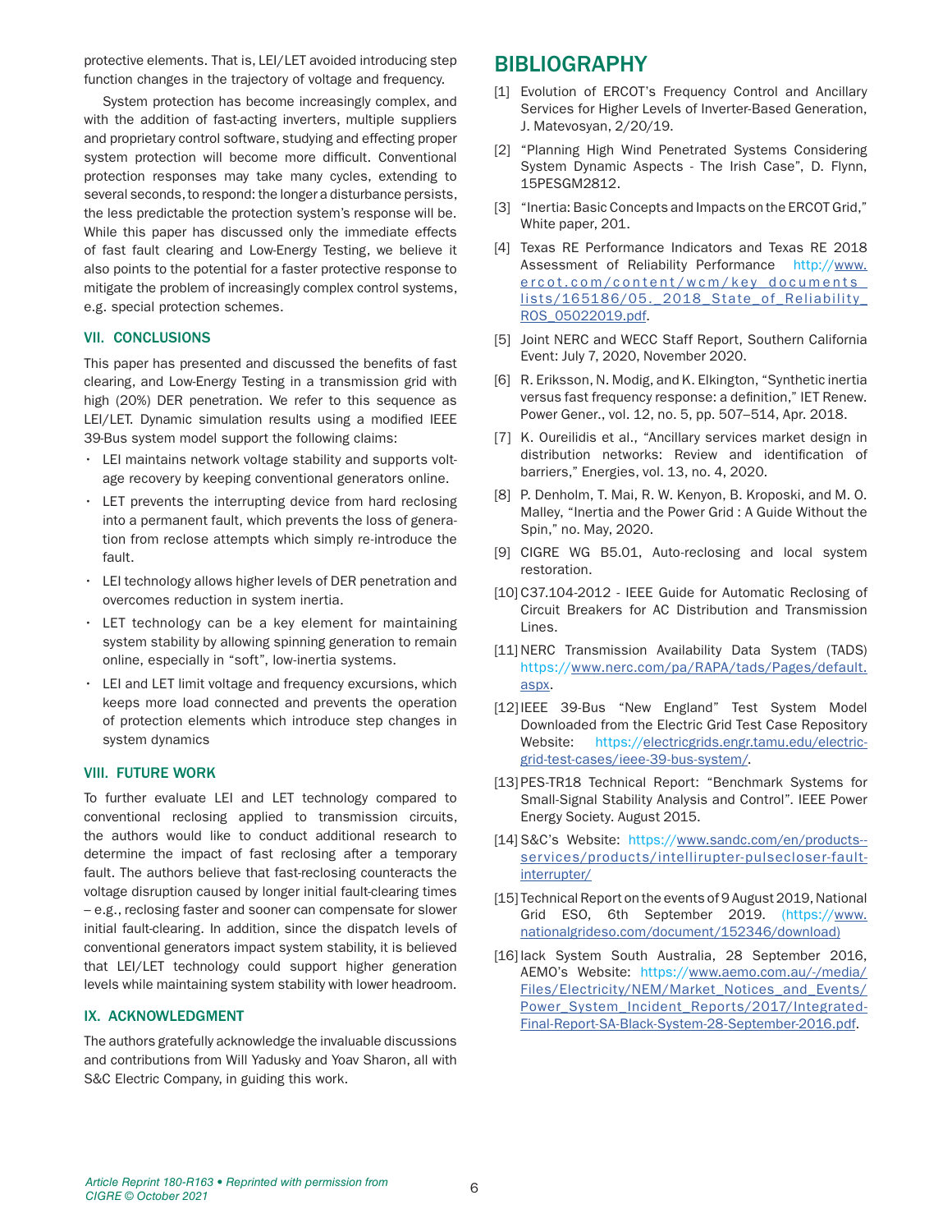protective elements. That is, LEI/LET avoided introducing step function changes in the trajectory of voltage and frequency.

System protection has become increasingly complex, and with the addition of fast-acting inverters, multiple suppliers and proprietary control software, studying and effecting proper system protection will become more difficult. Conventional protection responses may take many cycles, extending to several seconds, to respond: the longer a disturbance persists, the less predictable the protection system's response will be. While this paper has discussed only the immediate effects of fast fault clearing and Low-Energy Testing, we believe it also points to the potential for a faster protective response to mitigate the problem of increasingly complex control systems, e.g. special protection schemes.

## VII. CONCLUSIONS

This paper has presented and discussed the benefits of fast clearing, and Low-Energy Testing in a transmission grid with high (20%) DER penetration. We refer to this sequence as LEI/LET. Dynamic simulation results using a modified IEEE 39-Bus system model support the following claims:

- LEI maintains network voltage stability and supports voltage recovery by keeping conventional generators online.
- LET prevents the interrupting device from hard reclosing into a permanent fault, which prevents the loss of generation from reclose attempts which simply re-introduce the fault.
- LEI technology allows higher levels of DER penetration and overcomes reduction in system inertia.
- LET technology can be a key element for maintaining system stability by allowing spinning generation to remain online, especially in "soft", low-inertia systems.
- LEI and LET limit voltage and frequency excursions, which keeps more load connected and prevents the operation of protection elements which introduce step changes in system dynamics

## VIII. FUTURE WORK

To further evaluate LEI and LET technology compared to conventional reclosing applied to transmission circuits, the authors would like to conduct additional research to determine the impact of fast reclosing after a temporary fault. The authors believe that fast-reclosing counteracts the voltage disruption caused by longer initial fault-clearing times – e.g., reclosing faster and sooner can compensate for slower initial fault-clearing. In addition, since the dispatch levels of conventional generators impact system stability, it is believed that LEI/LET technology could support higher generation levels while maintaining system stability with lower headroom.

## IX. ACKNOWLEDGMENT

The authors gratefully acknowledge the invaluable discussions and contributions from Will Yadusky and Yoav Sharon, all with S&C Electric Company, in guiding this work.

## BIBLIOGRAPHY

[1] Evolution of ERCOT's Frequency Control and Ancillary Services for Higher Levels of Inverter-Based Generation, J. Matevosyan, 2/20/19.

[2] "Planning High Wind Penetrated Systems Considering System Dynamic Aspects - The Irish Case", D. Flynn, 15PESGM2812.

[3] "Inertia: Basic Concepts and Impacts on the ERCOT Grid," White paper, 201.

[4] Texas RE Performance Indicators and Texas RE 2018 Assessment of Reliability Performance http://www.ercot.com/content/wcm/key_documents_lists/165186/05._2018_State_of_Reliability_ROS_05022019.pdf.

[5] Joint NERC and WECC Staff Report, Southern California Event: July 7, 2020, November 2020.

[6] R. Eriksson, N. Modig, and K. Elkington, "Synthetic inertia versus fast frequency response: a definition," IET Renew. Power Gener., vol. 12, no. 5, pp. 507–514, Apr. 2018.

[7] K. Oureilidis et al., "Ancillary services market design in distribution networks: Review and identification of barriers," Energies, vol. 13, no. 4, 2020.

[8] P. Denholm, T. Mai, R. W. Kenyon, B. Kroposki, and M. O. Malley, "Inertia and the Power Grid : A Guide Without the Spin," no. May, 2020.

[9] CIGRE WG B5.01, Auto-reclosing and local system restoration.

[10] C37.104-2012 - IEEE Guide for Automatic Reclosing of Circuit Breakers for AC Distribution and Transmission Lines.

[11] NERC Transmission Availability Data System (TADS) https://www.nerc.com/pa/RAPA/tads/Pages/default.aspx.

[12] IEEE 39-Bus "New England" Test System Model Downloaded from the Electric Grid Test Case Repository Website: https://electricgrids.engr.tamu.edu/electric-grid-test-cases/ieee-39-bus-system/.

[13] PES-TR18 Technical Report: "Benchmark Systems for Small-Signal Stability Analysis and Control". IEEE Power Energy Society. August 2015.

[14] S&C's Website: https://www.sandc.com/en/products--services/products/intellirupter-pulsecloser-fault-interrupter/

[15] Technical Report on the events of 9 August 2019, National Grid ESO, 6th September 2019. (https://www.nationalgrideso.com/document/152346/download)

[16] lack System South Australia, 28 September 2016, AEMO's Website: https://www.aemo.com.au/-/media/Files/Electricity/NEM/Market_Notices_and_Events/Power_System_Incident_Reports/2017/Integrated-Final-Report-SA-Black-System-28-September-2016.pdf.

*Article Reprint 180-R163 • Reprinted with permission from CIGRE © October 2021*